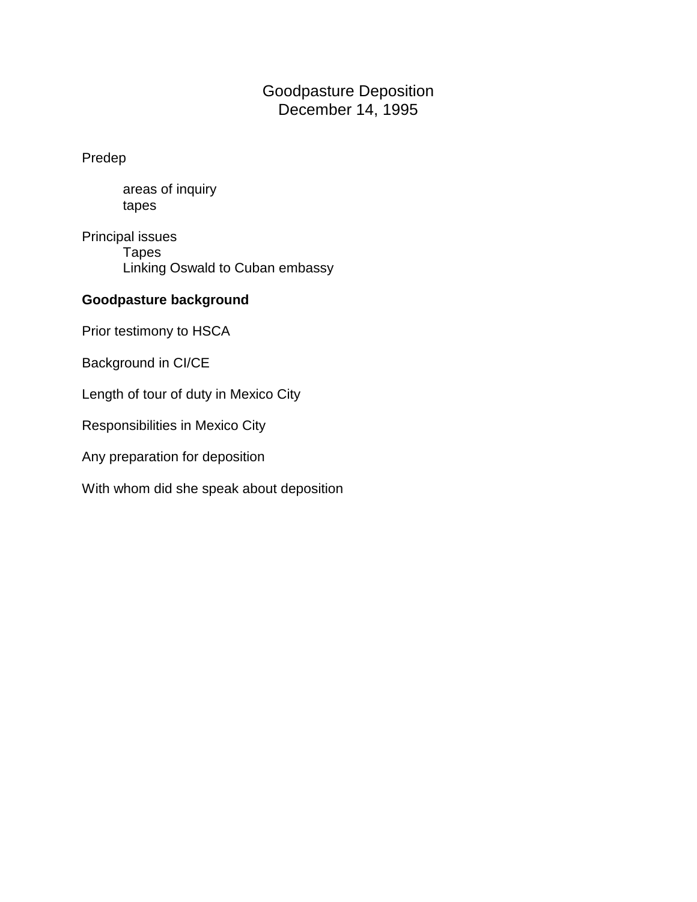# Goodpasture Deposition
## December 14, 1995

Predep

- areas of inquiry
- tapes

Principal issues

- Tapes
- Linking Oswald to Cuban embassy

**Goodpasture background**

Prior testimony to HSCA

Background in CI/CE

Length of tour of duty in Mexico City

Responsibilities in Mexico City

Any preparation for deposition

With whom did she speak about deposition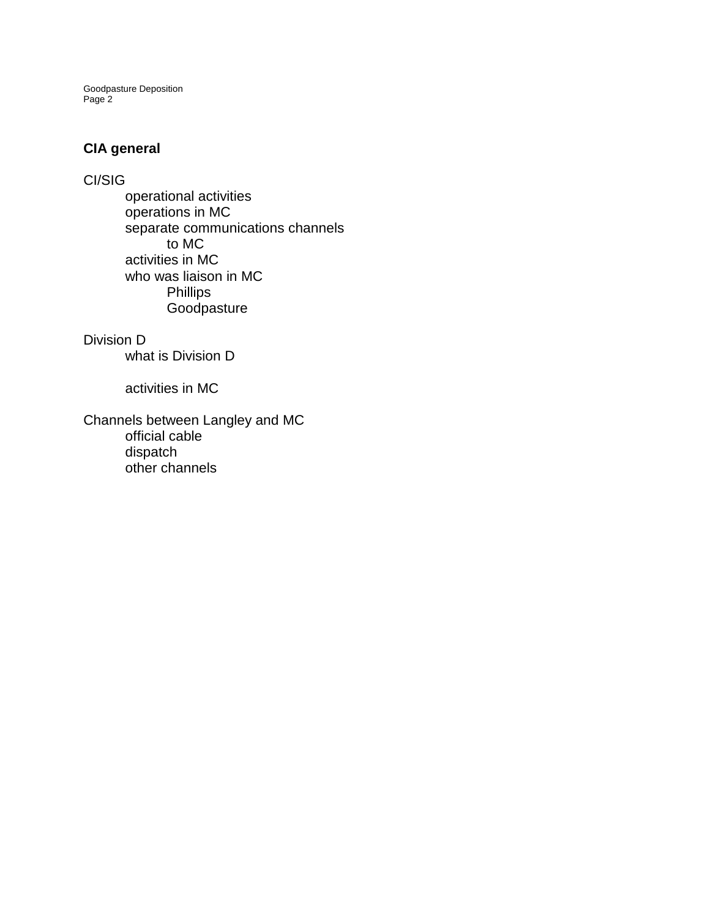**CIA general**

CI/SIG

- operational activities
- operations in MC
- separate communications channels
  - to MC
- activities in MC
- who was liaison in MC
  - Phillips
  - Goodpasture

Division D

- what is Division D

- activities in MC

Channels between Langley and MC

- official cable
- dispatch
- other channels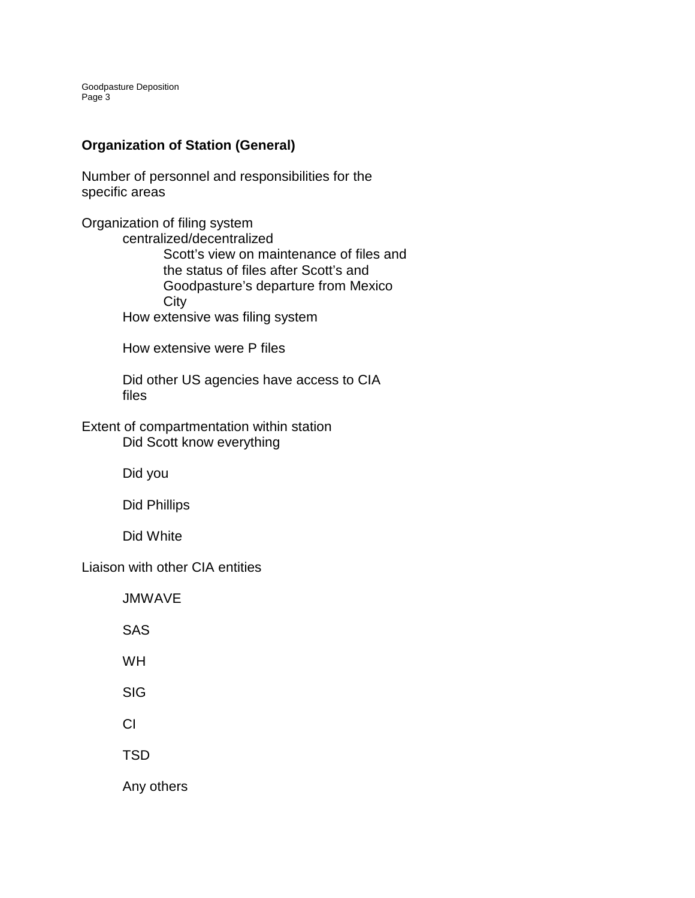**Organization of Station (General)**

Number of personnel and responsibilities for the specific areas

Organization of filing system

- centralized/decentralized
  - Scott's view on maintenance of files and the status of files after Scott's and Goodpasture's departure from Mexico City
- How extensive was filing system
- How extensive were P files
- Did other US agencies have access to CIA files

Extent of compartmentation within station

- Did Scott know everything
- Did you
- Did Phillips
- Did White

Liaison with other CIA entities

- JMWAVE
- SAS
- WH
- SIG
- CI
- TSD
- Any others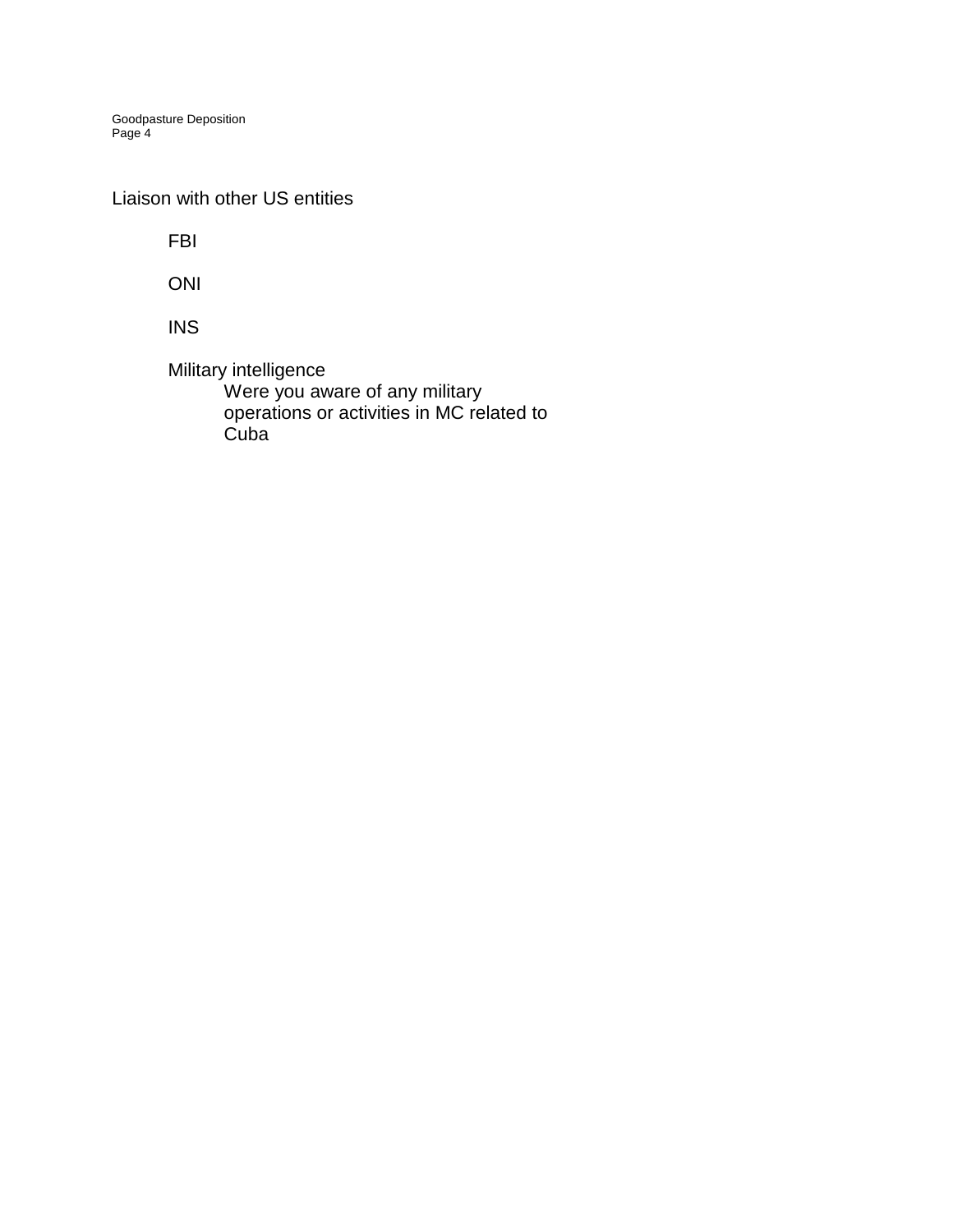Liaison with other US entities

- FBI
- ONI
- INS
- Military intelligence
  - Were you aware of any military operations or activities in MC related to Cuba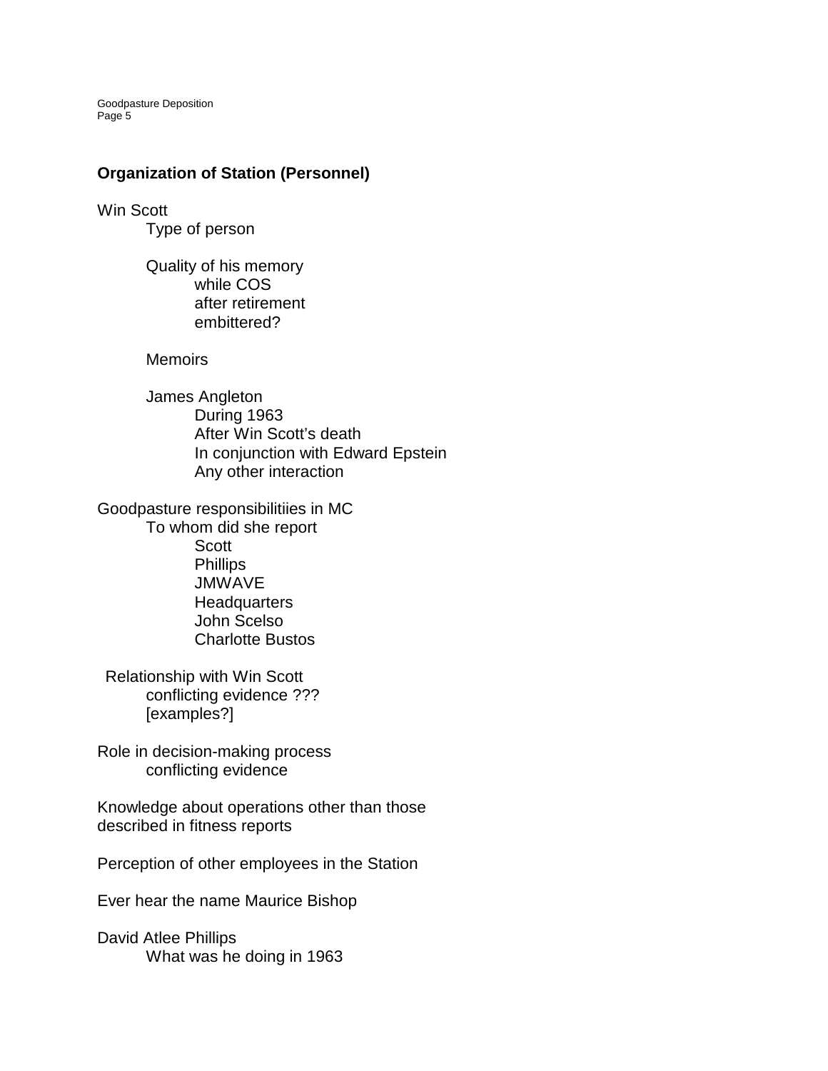**Organization of Station (Personnel)**

Win Scott

- Type of person
- Quality of his memory
  - while COS
  - after retirement
  - embittered?
- Memoirs
- James Angleton
  - During 1963
  - After Win Scott's death
  - In conjunction with Edward Epstein
  - Any other interaction

Goodpasture responsibilitiies in MC

- To whom did she report
  - Scott
  - Phillips
  - JMWAVE
  - Headquarters
  - John Scelso
  - Charlotte Bustos

Relationship with Win Scott

- conflicting evidence ???
- [examples?]

Role in decision-making process

- conflicting evidence

Knowledge about operations other than those described in fitness reports

Perception of other employees in the Station

Ever hear the name Maurice Bishop

David Atlee Phillips

- What was he doing in 1963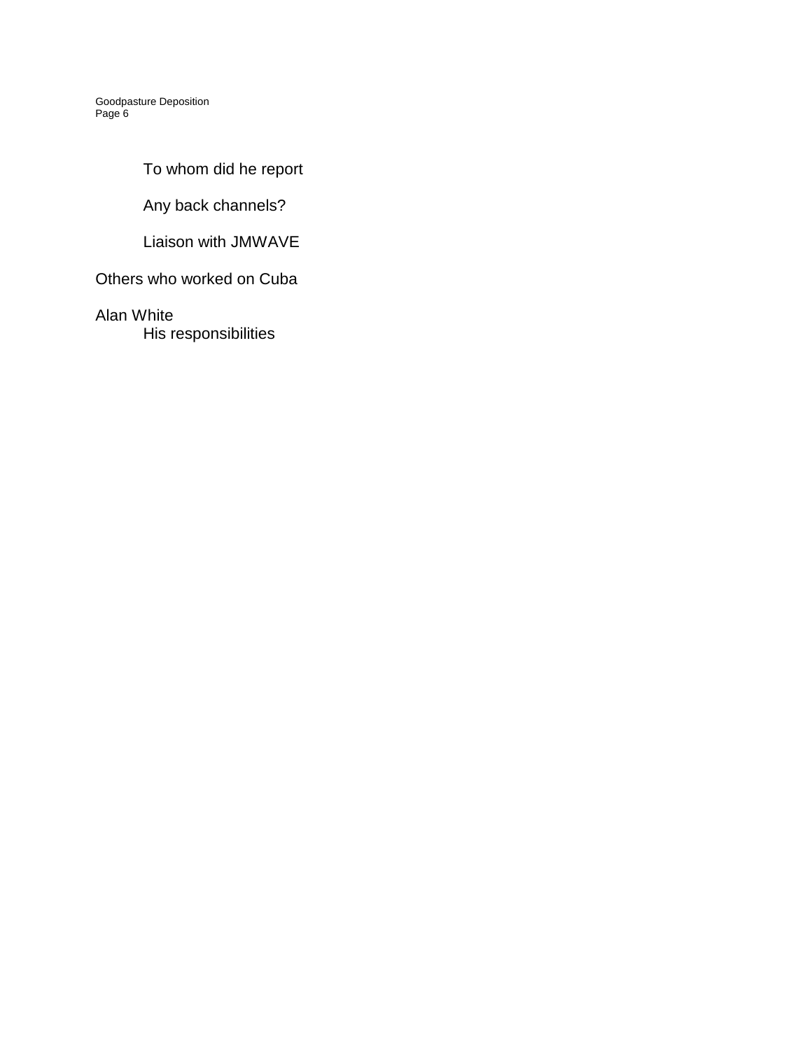To whom did he report

Any back channels?

Liaison with JMWAVE

Others who worked on Cuba

Alan White

His responsibilities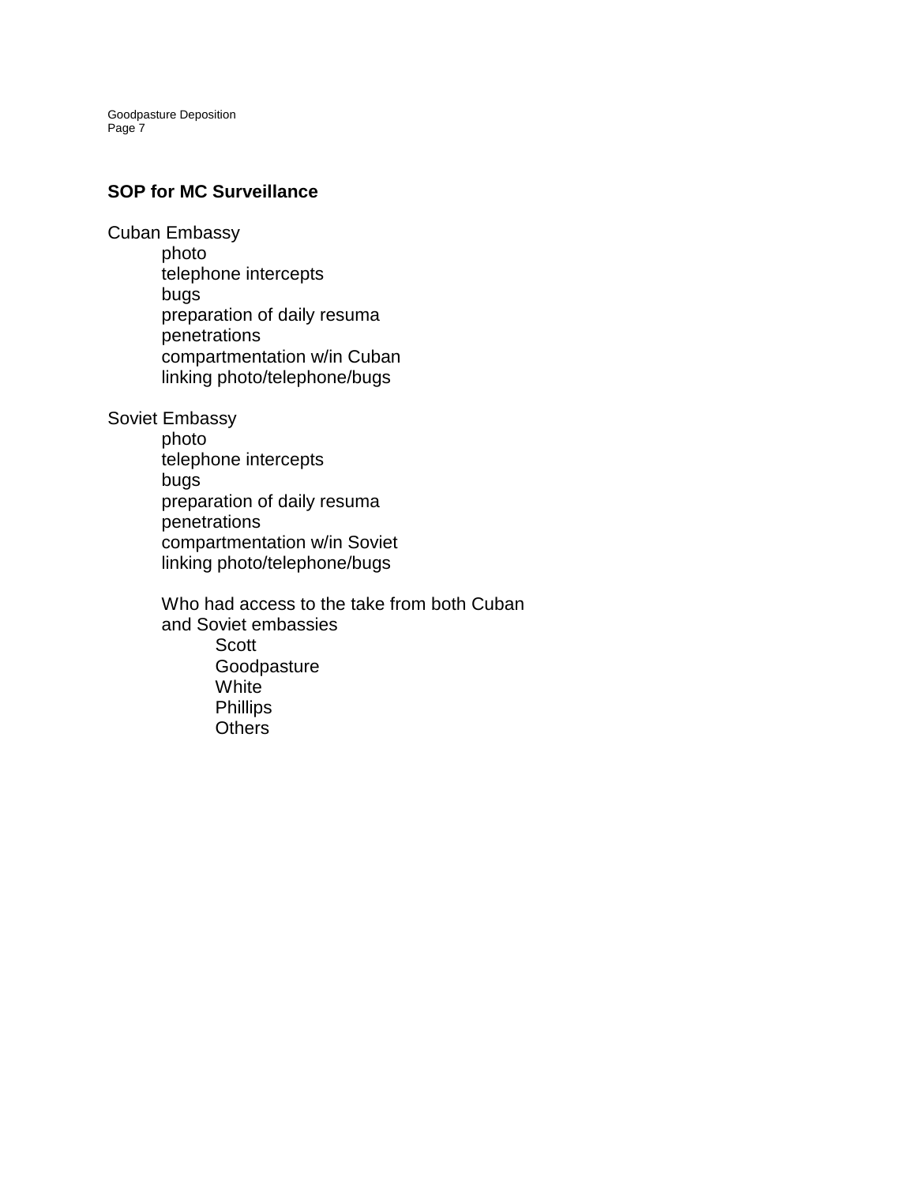**SOP for MC Surveillance**

Cuban Embassy
- photo
- telephone intercepts
- bugs
- preparation of daily resuma
- penetrations
- compartmentation w/in Cuban
- linking photo/telephone/bugs

Soviet Embassy
- photo
- telephone intercepts
- bugs
- preparation of daily resuma
- penetrations
- compartmentation w/in Soviet
- linking photo/telephone/bugs

Who had access to the take from both Cuban and Soviet embassies
- Scott
- Goodpasture
- White
- Phillips
- Others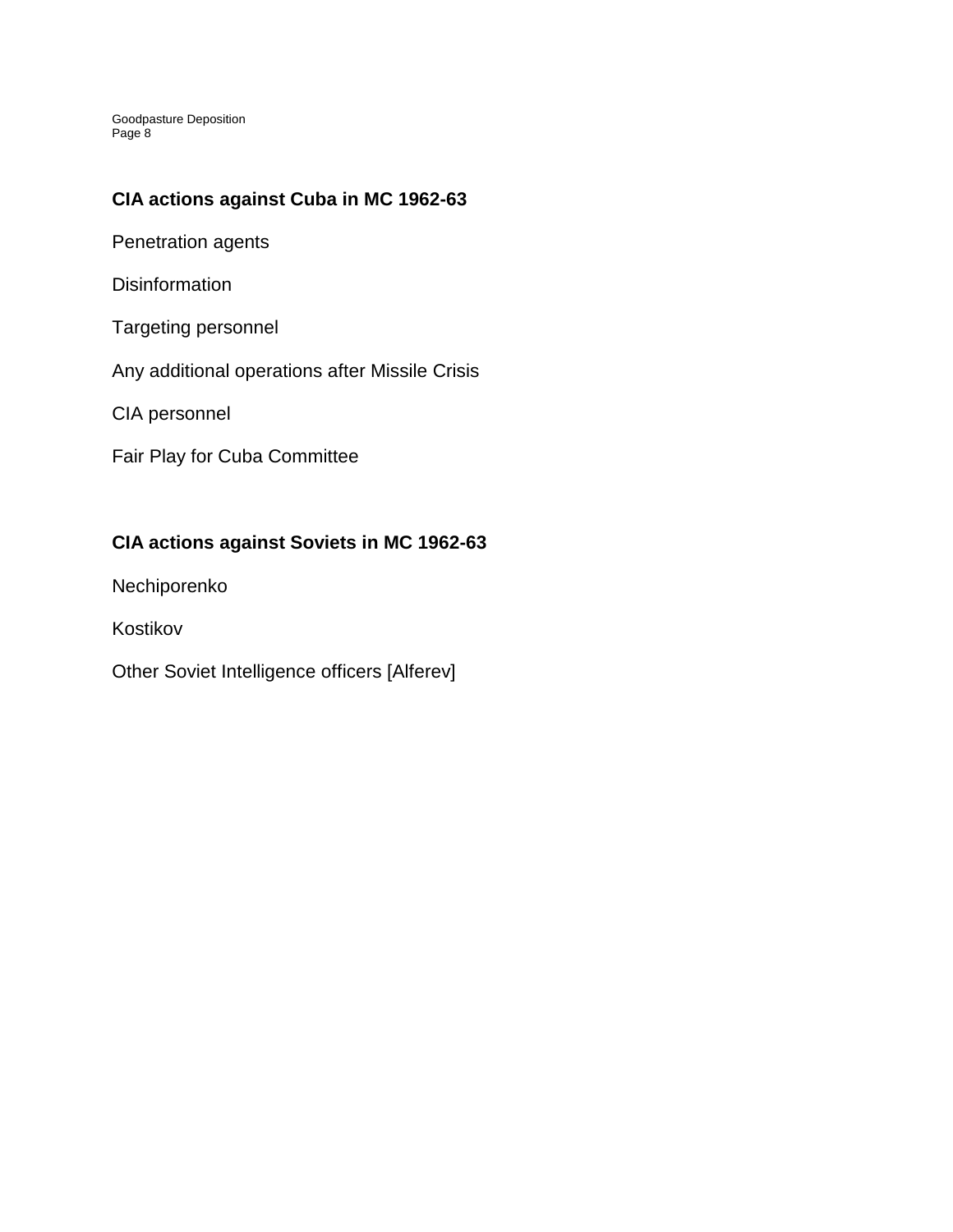**CIA actions against Cuba in MC 1962-63**

Penetration agents

Disinformation

Targeting personnel

Any additional operations after Missile Crisis

CIA personnel

Fair Play for Cuba Committee

**CIA actions against Soviets in MC 1962-63**

Nechiporenko

Kostikov

Other Soviet Intelligence officers [Alferev]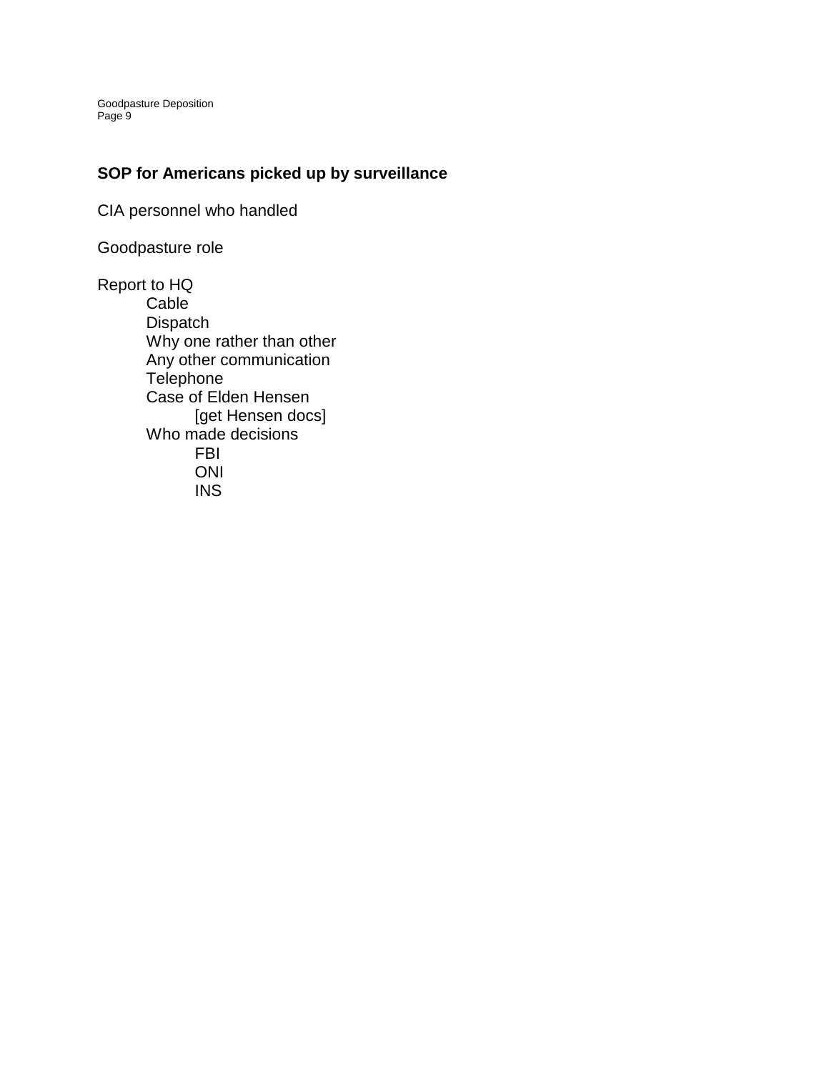**SOP for Americans picked up by surveillance**

CIA personnel who handled

Goodpasture role

Report to HQ
- Cable
- Dispatch
- Why one rather than other
- Any other communication
- Telephone
- Case of Elden Hensen
    - [get Hensen docs]
- Who made decisions
    - FBI
    - ONI
    - INS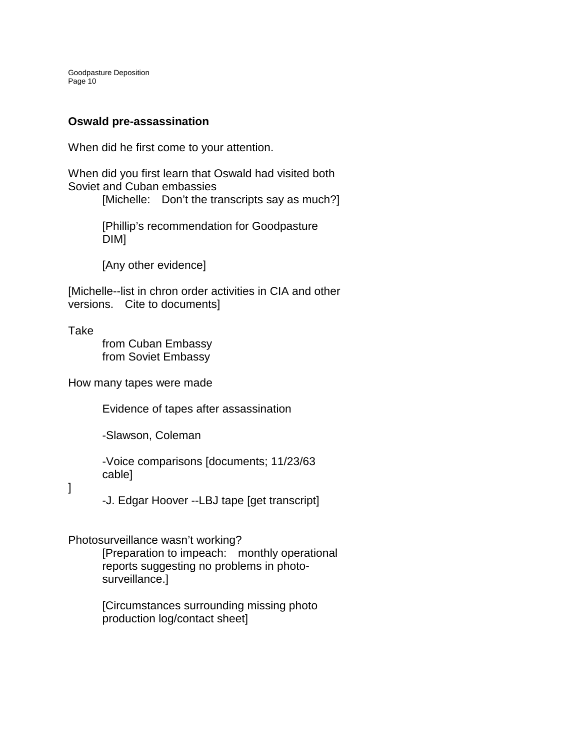**Oswald pre-assassination**

When did he first come to your attention.

When did you first learn that Oswald had visited both Soviet and Cuban embassies

> [Michelle: Don't the transcripts say as much?]
>
> [Phillip's recommendation for Goodpasture DIM]
>
> [Any other evidence]

[Michelle--list in chron order activities in CIA and other versions. Cite to documents]

Take

> from Cuban Embassy
> from Soviet Embassy

How many tapes were made

> Evidence of tapes after assassination
>
> -Slawson, Coleman
>
> -Voice comparisons [documents; 11/23/63 cable]

]

> -J. Edgar Hoover --LBJ tape [get transcript]

Photosurveillance wasn't working?

> [Preparation to impeach: monthly operational reports suggesting no problems in photo-surveillance.]
>
> [Circumstances surrounding missing photo production log/contact sheet]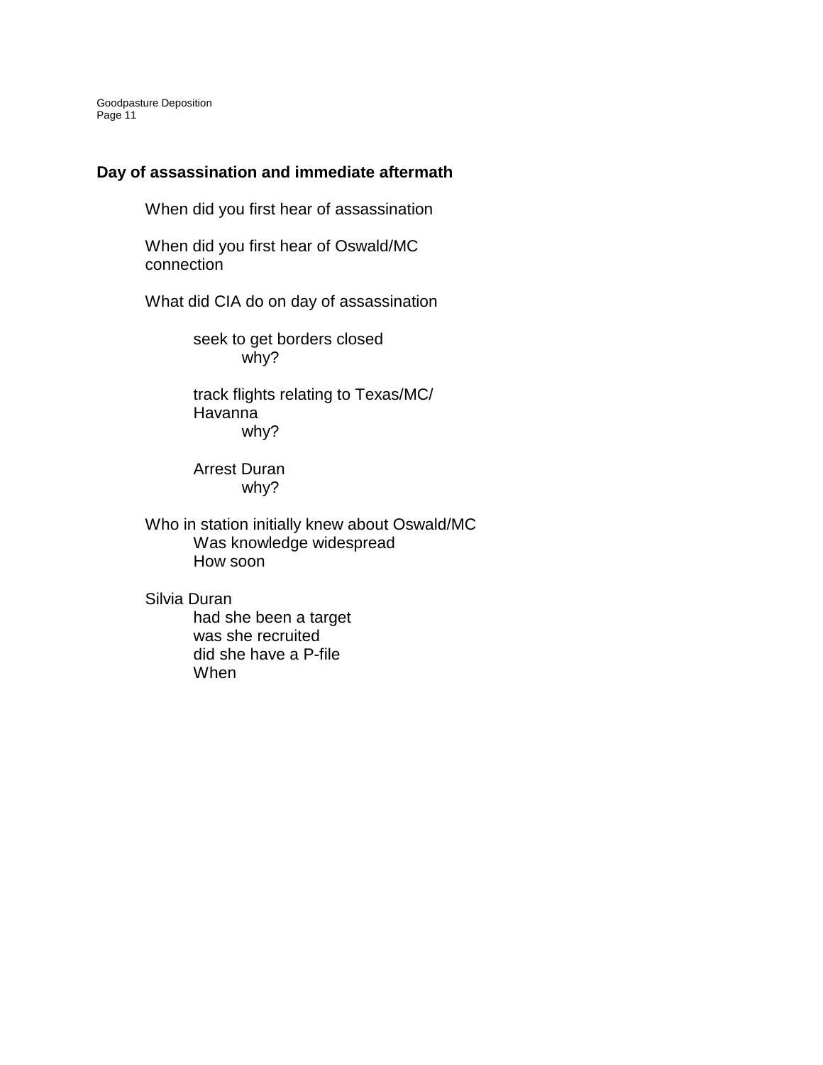## Day of assassination and immediate aftermath

When did you first hear of assassination

When did you first hear of Oswald/MC connection

What did CIA do on day of assassination

- seek to get borders closed
  - why?
- track flights relating to Texas/MC/ Havanna
  - why?
- Arrest Duran
  - why?

Who in station initially knew about Oswald/MC

- Was knowledge widespread
- How soon

Silvia Duran

- had she been a target
- was she recruited
- did she have a P-file
- When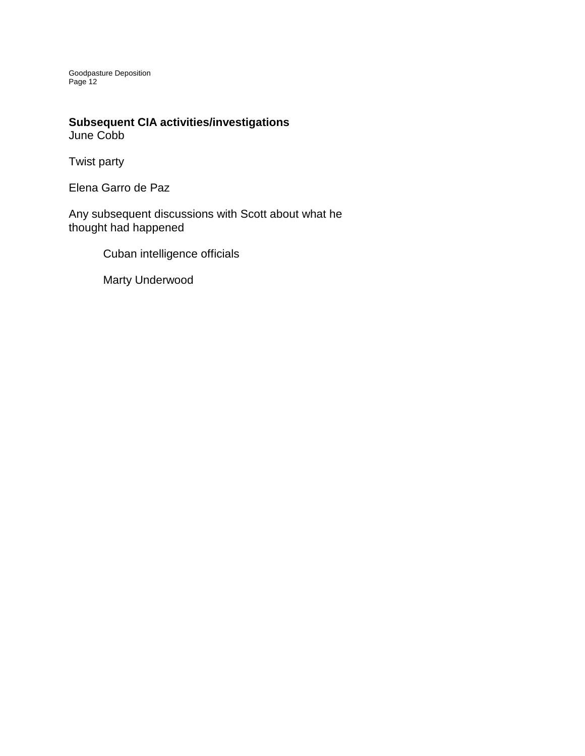**Subsequent CIA activities/investigations**
June Cobb

Twist party

Elena Garro de Paz

Any subsequent discussions with Scott about what he thought had happened

- Cuban intelligence officials

- Marty Underwood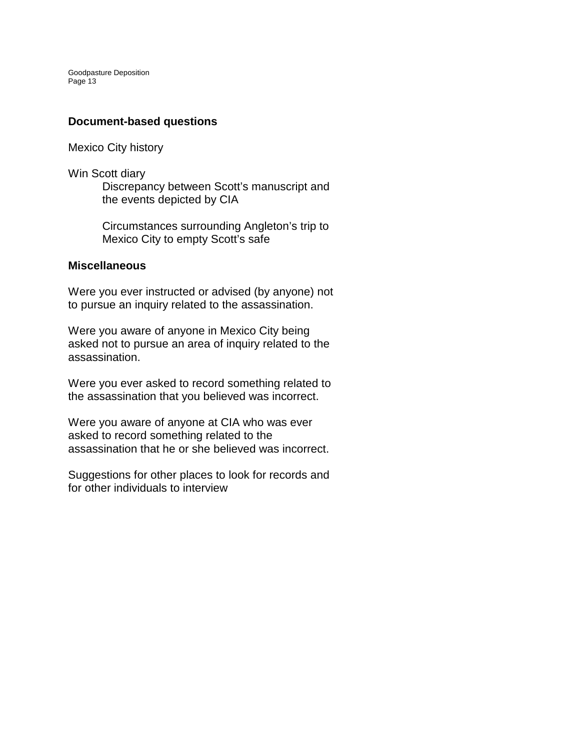**Document-based questions**

Mexico City history

Win Scott diary

> Discrepancy between Scott's manuscript and the events depicted by CIA
>
> Circumstances surrounding Angleton's trip to Mexico City to empty Scott's safe

**Miscellaneous**

Were you ever instructed or advised (by anyone) not to pursue an inquiry related to the assassination.

Were you aware of anyone in Mexico City being asked not to pursue an area of inquiry related to the assassination.

Were you ever asked to record something related to the assassination that you believed was incorrect.

Were you aware of anyone at CIA who was ever asked to record something related to the assassination that he or she believed was incorrect.

Suggestions for other places to look for records and for other individuals to interview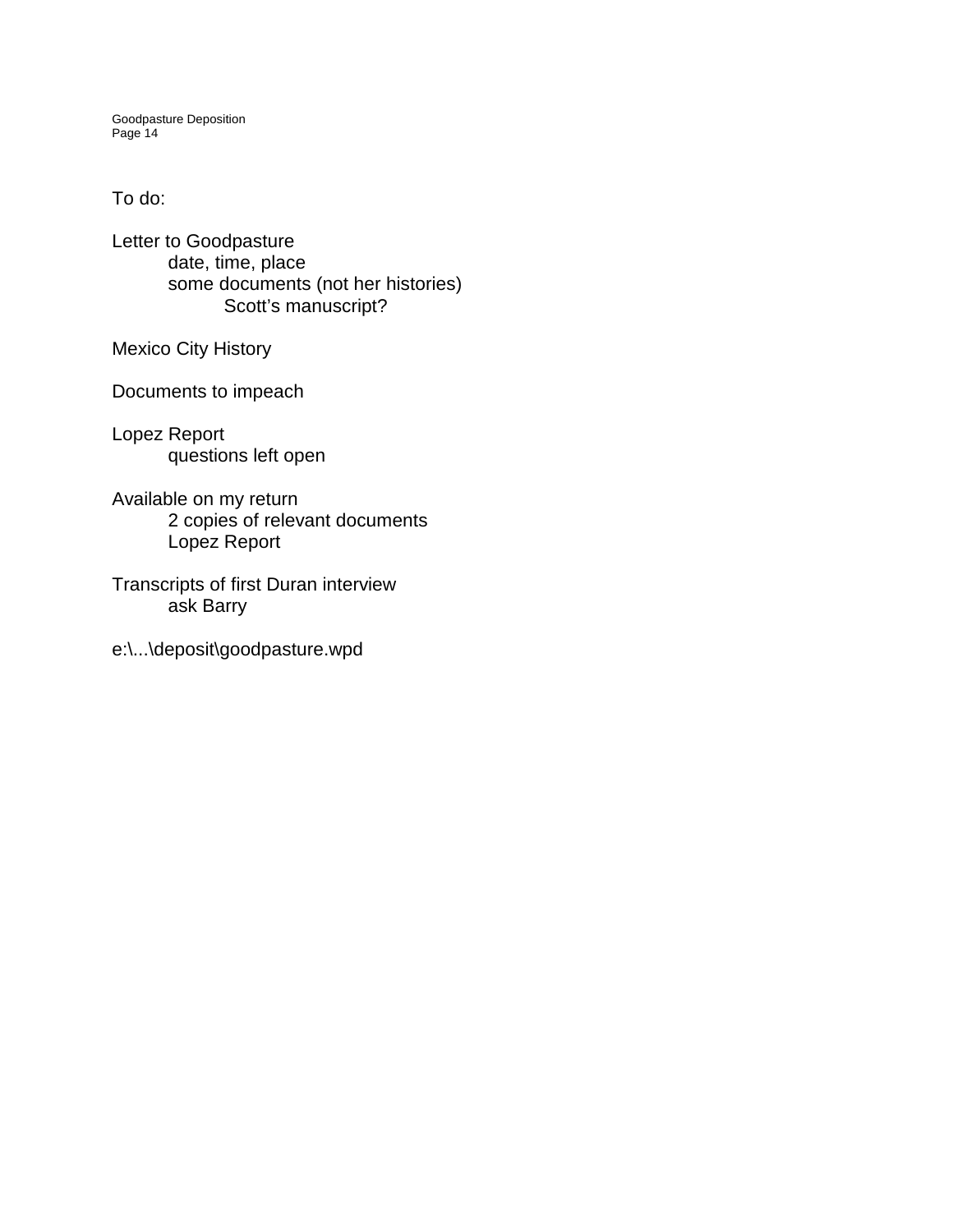To do:

Letter to Goodpasture
- date, time, place
- some documents (not her histories)
  - Scott's manuscript?

Mexico City History

Documents to impeach

Lopez Report
- questions left open

Available on my return
- 2 copies of relevant documents
- Lopez Report

Transcripts of first Duran interview
- ask Barry

e:\...\deposit\goodpasture.wpd